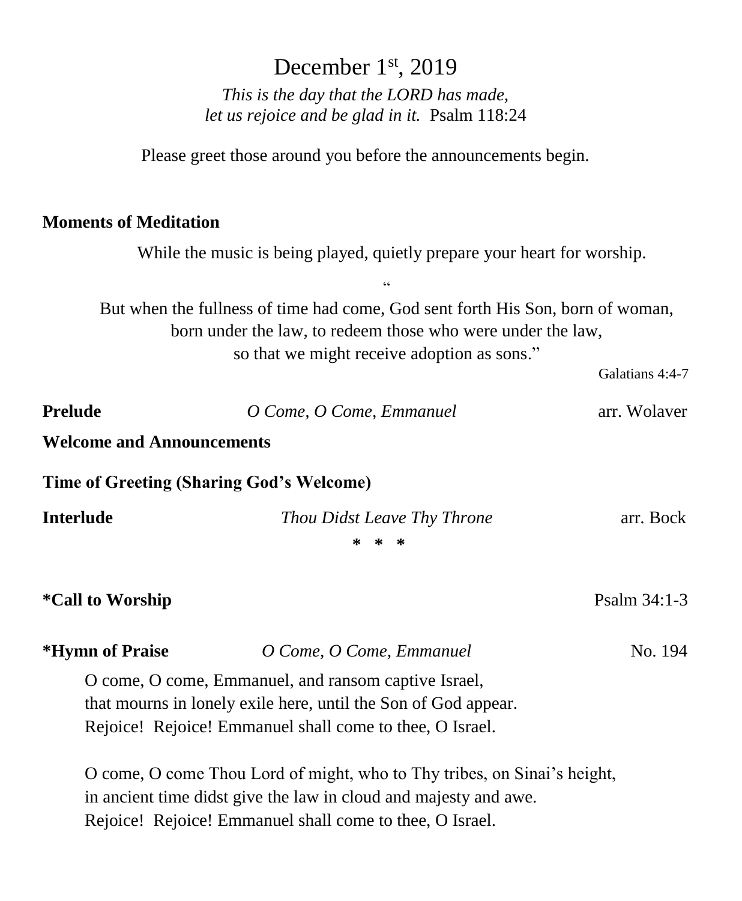# December 1st, 2019

*This is the day that the LORD has made,*
*let us rejoice and be glad in it.* Psalm 118:24

Please greet those around you before the announcements begin.

**Moments of Meditation**

While the music is being played, quietly prepare your heart for worship.

"

But when the fullness of time had come, God sent forth His Son, born of woman,
born under the law, to redeem those who were under the law,
so that we might receive adoption as sons."

Galatians 4:4-7

**Prelude** *O Come, O Come, Emmanuel* arr. Wolaver

**Welcome and Announcements**

**Time of Greeting (Sharing God's Welcome)**

**Interlude** *Thou Didst Leave Thy Throne* arr. Bock

\* \* \*

**\*Call to Worship** Psalm 34:1-3

**\*Hymn of Praise** *O Come, O Come, Emmanuel* No. 194

O come, O come, Emmanuel, and ransom captive Israel,
that mourns in lonely exile here, until the Son of God appear.
Rejoice! Rejoice! Emmanuel shall come to thee, O Israel.

O come, O come Thou Lord of might, who to Thy tribes, on Sinai's height,
in ancient time didst give the law in cloud and majesty and awe.
Rejoice! Rejoice! Emmanuel shall come to thee, O Israel.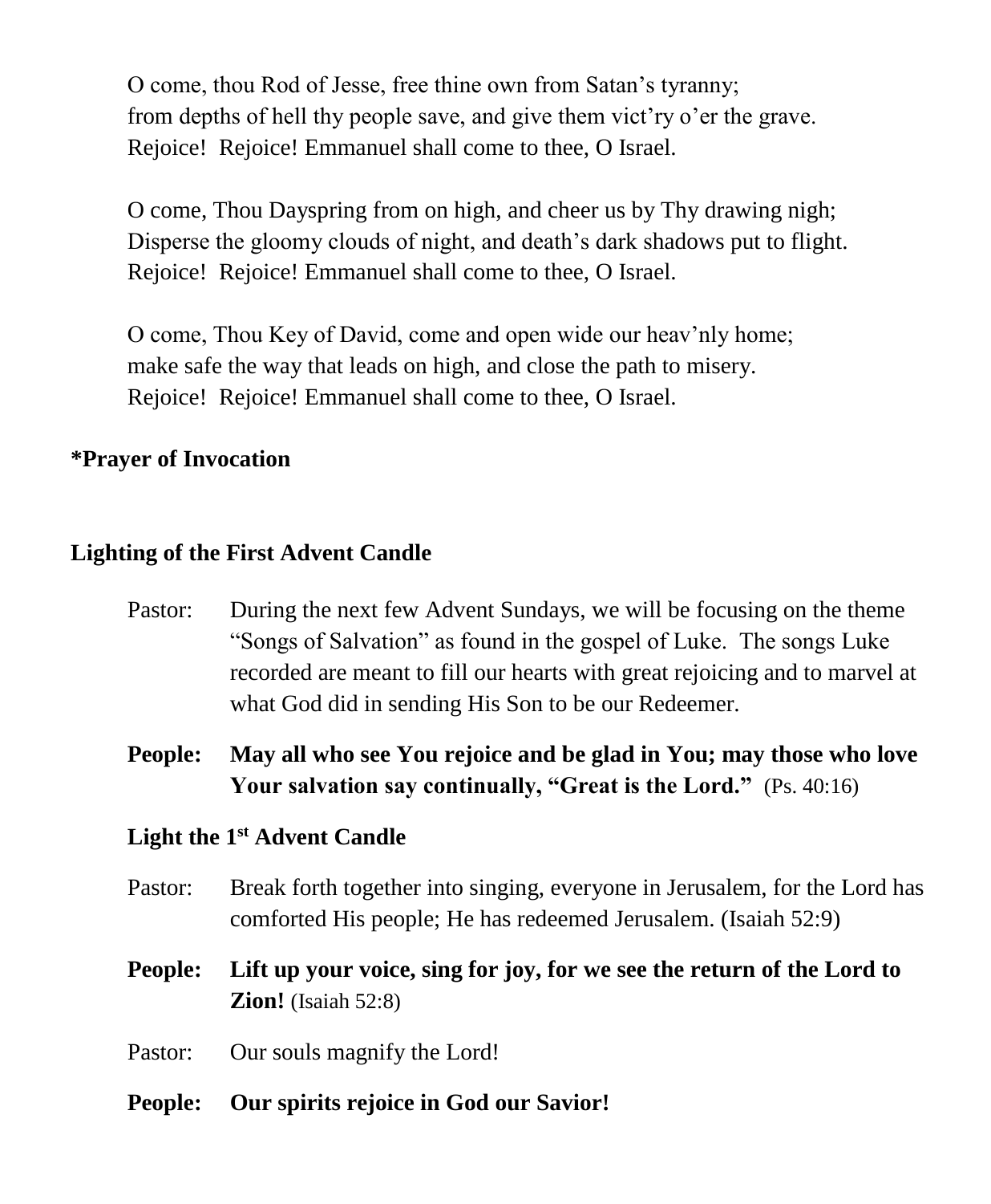O come, thou Rod of Jesse, free thine own from Satan's tyranny;  
from depths of hell thy people save, and give them vict'ry o'er the grave.  
Rejoice! Rejoice! Emmanuel shall come to thee, O Israel.

O come, Thou Dayspring from on high, and cheer us by Thy drawing nigh;  
Disperse the gloomy clouds of night, and death's dark shadows put to flight.  
Rejoice! Rejoice! Emmanuel shall come to thee, O Israel.

O come, Thou Key of David, come and open wide our heav'nly home;  
make safe the way that leads on high, and close the path to misery.  
Rejoice! Rejoice! Emmanuel shall come to thee, O Israel.

**\*Prayer of Invocation**

**Lighting of the First Advent Candle**

Pastor: During the next few Advent Sundays, we will be focusing on the theme "Songs of Salvation" as found in the gospel of Luke. The songs Luke recorded are meant to fill our hearts with great rejoicing and to marvel at what God did in sending His Son to be our Redeemer.

**People: May all who see You rejoice and be glad in You; may those who love Your salvation say continually, "Great is the Lord."** (Ps. 40:16)

**Light the 1st Advent Candle**

Pastor: Break forth together into singing, everyone in Jerusalem, for the Lord has comforted His people; He has redeemed Jerusalem. (Isaiah 52:9)

**People: Lift up your voice, sing for joy, for we see the return of the Lord to Zion!** (Isaiah 52:8)

Pastor: Our souls magnify the Lord!

**People: Our spirits rejoice in God our Savior!**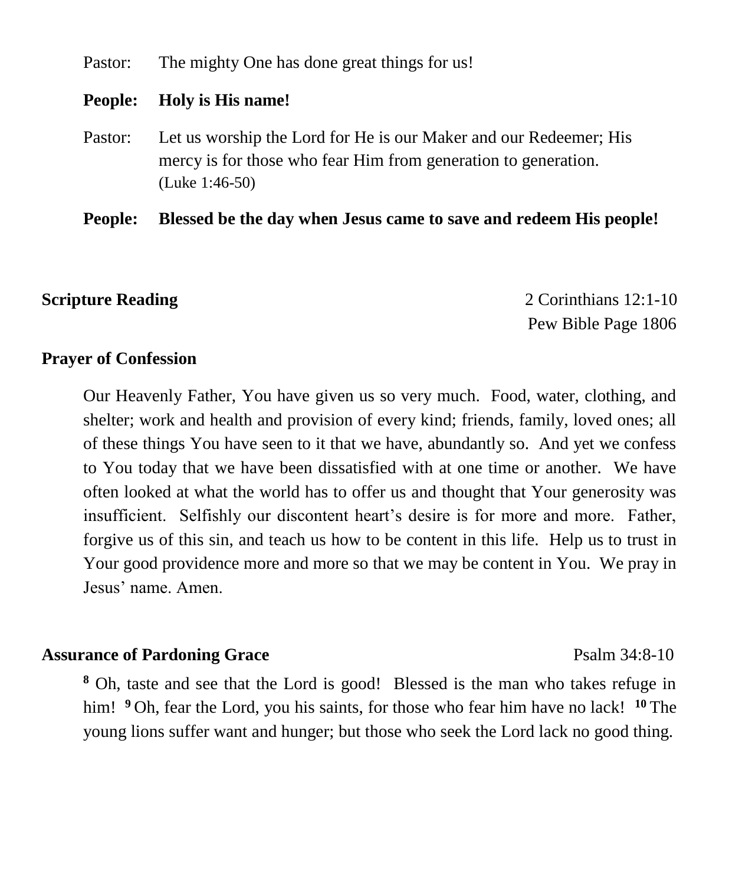Pastor: The mighty One has done great things for us!

**People: Holy is His name!**

Pastor: Let us worship the Lord for He is our Maker and our Redeemer; His mercy is for those who fear Him from generation to generation. (Luke 1:46-50)

**People: Blessed be the day when Jesus came to save and redeem His people!**

**Scripture Reading** 2 Corinthians 12:1-10
Pew Bible Page 1806

**Prayer of Confession**

Our Heavenly Father, You have given us so very much. Food, water, clothing, and shelter; work and health and provision of every kind; friends, family, loved ones; all of these things You have seen to it that we have, abundantly so. And yet we confess to You today that we have been dissatisfied with at one time or another. We have often looked at what the world has to offer us and thought that Your generosity was insufficient. Selfishly our discontent heart's desire is for more and more. Father, forgive us of this sin, and teach us how to be content in this life. Help us to trust in Your good providence more and more so that we may be content in You. We pray in Jesus' name. Amen.

**Assurance of Pardoning Grace** Psalm 34:8-10

**8** Oh, taste and see that the Lord is good! Blessed is the man who takes refuge in him! **9** Oh, fear the Lord, you his saints, for those who fear him have no lack! **10** The young lions suffer want and hunger; but those who seek the Lord lack no good thing.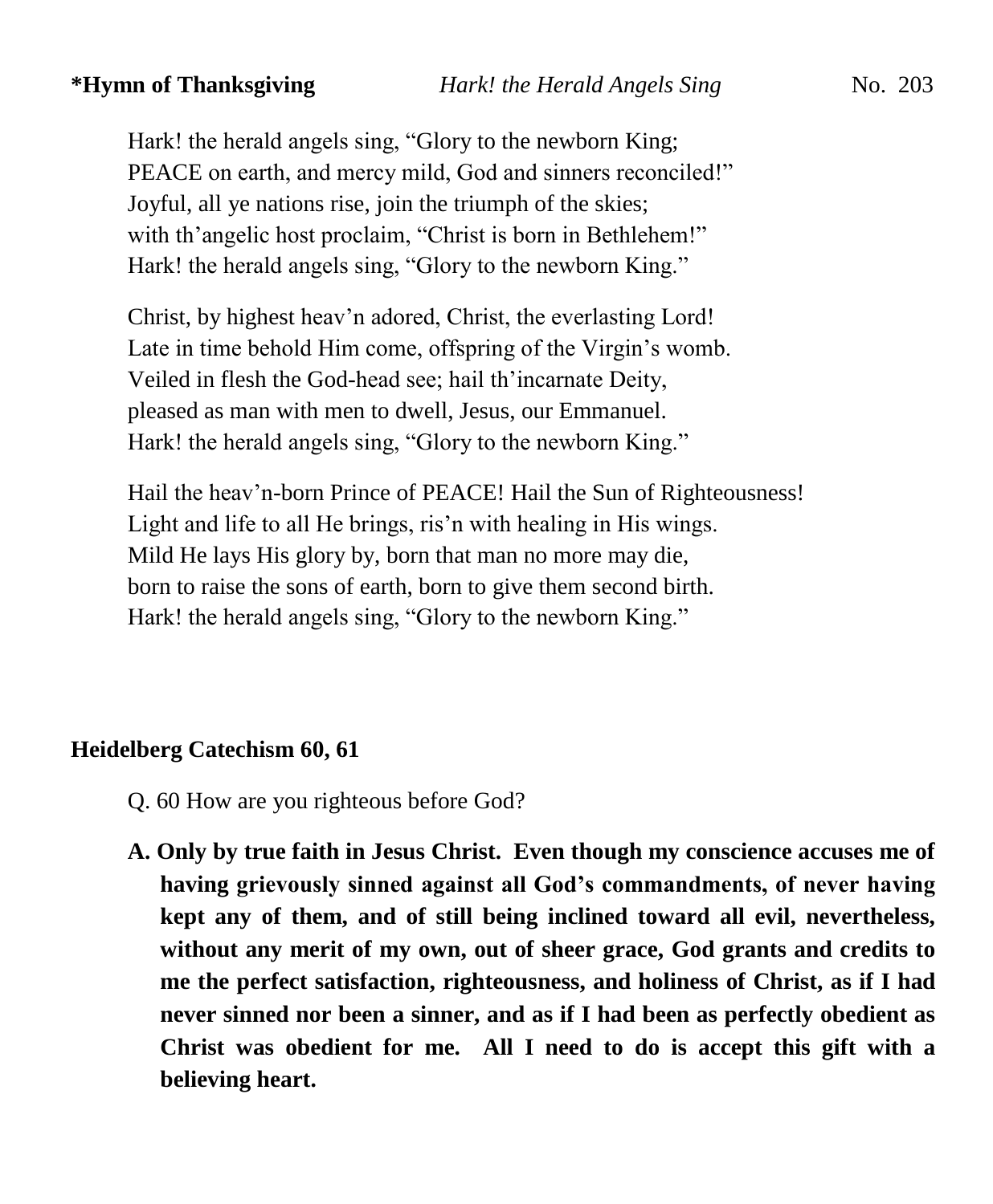**\*Hymn of Thanksgiving** *Hark! the Herald Angels Sing* No. 203

Hark! the herald angels sing, "Glory to the newborn King;
PEACE on earth, and mercy mild, God and sinners reconciled!"
Joyful, all ye nations rise, join the triumph of the skies;
with th'angelic host proclaim, "Christ is born in Bethlehem!"
Hark! the herald angels sing, "Glory to the newborn King."

Christ, by highest heav'n adored, Christ, the everlasting Lord!
Late in time behold Him come, offspring of the Virgin's womb.
Veiled in flesh the God-head see; hail th'incarnate Deity,
pleased as man with men to dwell, Jesus, our Emmanuel.
Hark! the herald angels sing, "Glory to the newborn King."

Hail the heav'n-born Prince of PEACE! Hail the Sun of Righteousness!
Light and life to all He brings, ris'n with healing in His wings.
Mild He lays His glory by, born that man no more may die,
born to raise the sons of earth, born to give them second birth.
Hark! the herald angels sing, "Glory to the newborn King."

**Heidelberg Catechism 60, 61**

Q. 60 How are you righteous before God?

**A. Only by true faith in Jesus Christ. Even though my conscience accuses me of having grievously sinned against all God's commandments, of never having kept any of them, and of still being inclined toward all evil, nevertheless, without any merit of my own, out of sheer grace, God grants and credits to me the perfect satisfaction, righteousness, and holiness of Christ, as if I had never sinned nor been a sinner, and as if I had been as perfectly obedient as Christ was obedient for me. All I need to do is accept this gift with a believing heart.**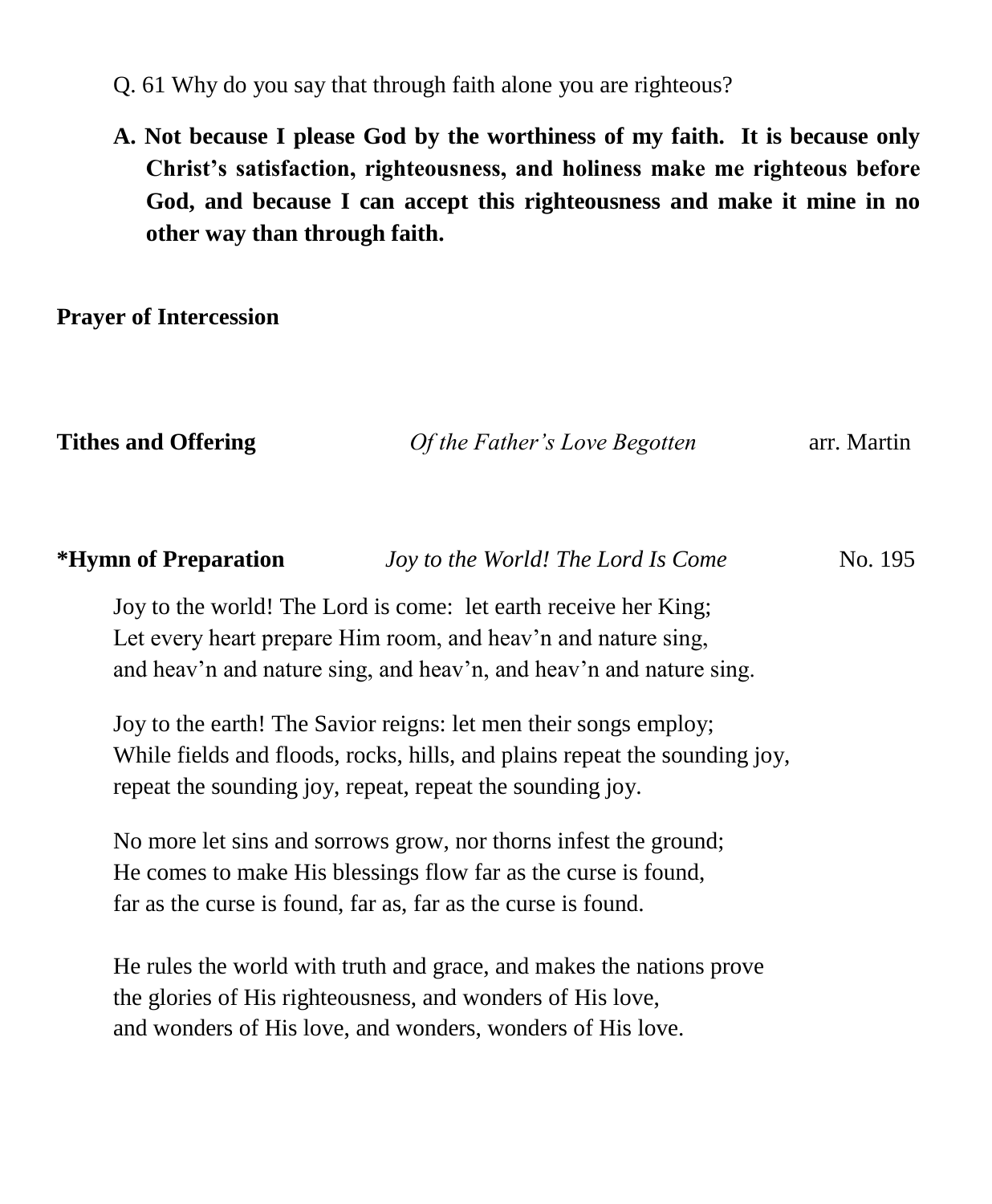Q. 61 Why do you say that through faith alone you are righteous?

**A. Not because I please God by the worthiness of my faith. It is because only Christ's satisfaction, righteousness, and holiness make me righteous before God, and because I can accept this righteousness and make it mine in no other way than through faith.**

**Prayer of Intercession**

**Tithes and Offering** *Of the Father's Love Begotten* arr. Martin

**\*Hymn of Preparation** *Joy to the World! The Lord Is Come* No. 195

Joy to the world! The Lord is come: let earth receive her King;
Let every heart prepare Him room, and heav'n and nature sing,
and heav'n and nature sing, and heav'n, and heav'n and nature sing.

Joy to the earth! The Savior reigns: let men their songs employ;
While fields and floods, rocks, hills, and plains repeat the sounding joy,
repeat the sounding joy, repeat, repeat the sounding joy.

No more let sins and sorrows grow, nor thorns infest the ground;
He comes to make His blessings flow far as the curse is found,
far as the curse is found, far as, far as the curse is found.

He rules the world with truth and grace, and makes the nations prove
the glories of His righteousness, and wonders of His love,
and wonders of His love, and wonders, wonders of His love.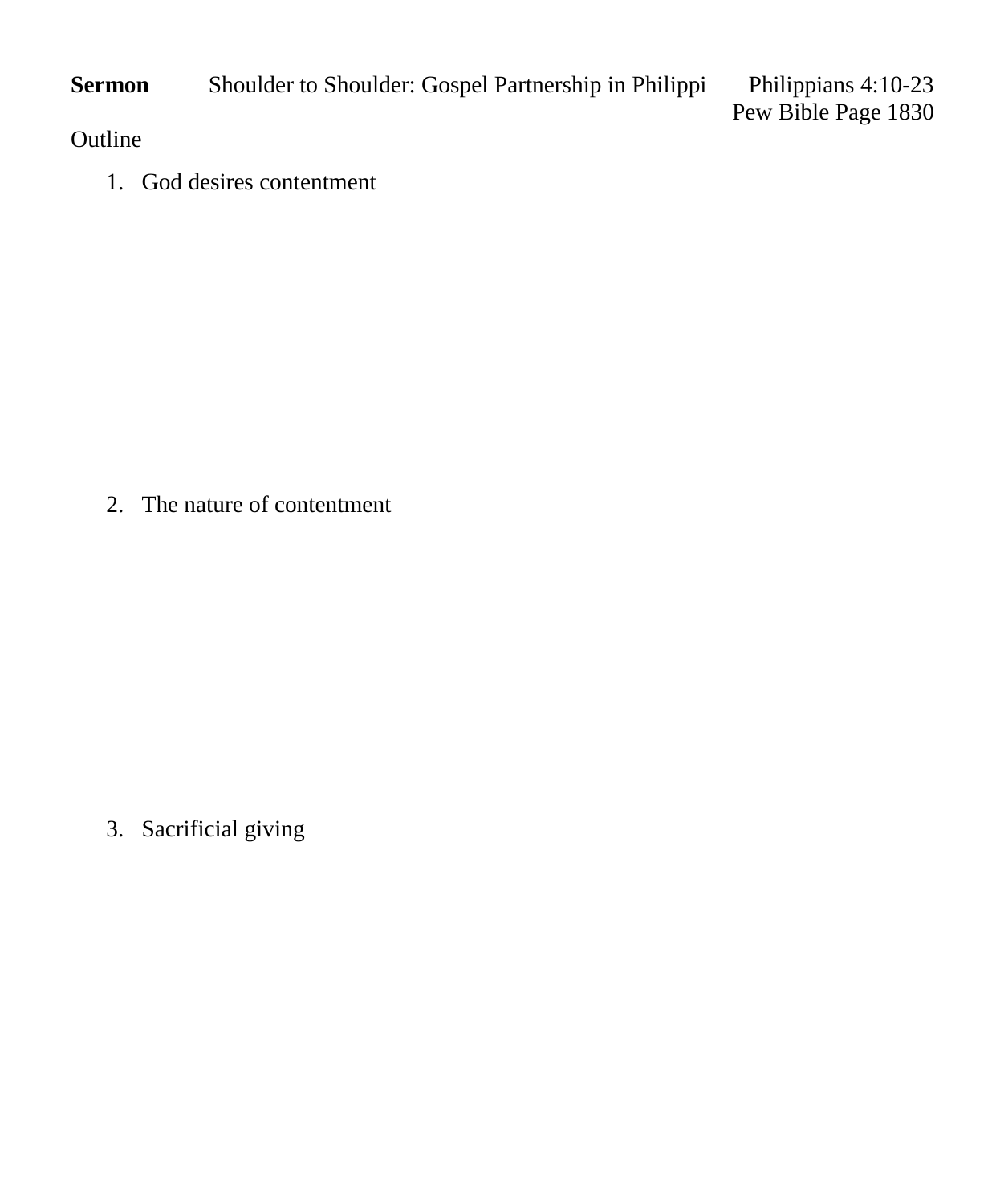**Sermon** Shoulder to Shoulder: Gospel Partnership in Philippi Philippians 4:10-23

Pew Bible Page 1830

Outline

1. God desires contentment

2. The nature of contentment

3. Sacrificial giving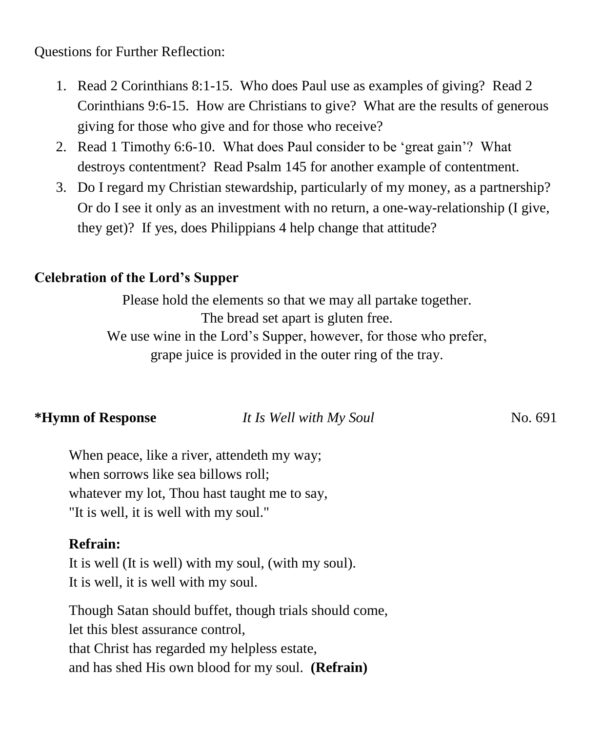Questions for Further Reflection:

1. Read 2 Corinthians 8:1-15. Who does Paul use as examples of giving? Read 2 Corinthians 9:6-15. How are Christians to give? What are the results of generous giving for those who give and for those who receive?
2. Read 1 Timothy 6:6-10. What does Paul consider to be 'great gain'? What destroys contentment? Read Psalm 145 for another example of contentment.
3. Do I regard my Christian stewardship, particularly of my money, as a partnership? Or do I see it only as an investment with no return, a one-way-relationship (I give, they get)? If yes, does Philippians 4 help change that attitude?

**Celebration of the Lord's Supper**

Please hold the elements so that we may all partake together.
The bread set apart is gluten free.
We use wine in the Lord's Supper, however, for those who prefer,
grape juice is provided in the outer ring of the tray.

**\*Hymn of Response** *It Is Well with My Soul* No. 691

When peace, like a river, attendeth my way;
when sorrows like sea billows roll;
whatever my lot, Thou hast taught me to say,
"It is well, it is well with my soul."

**Refrain:**
It is well (It is well) with my soul, (with my soul).
It is well, it is well with my soul.

Though Satan should buffet, though trials should come,
let this blest assurance control,
that Christ has regarded my helpless estate,
and has shed His own blood for my soul. **(Refrain)**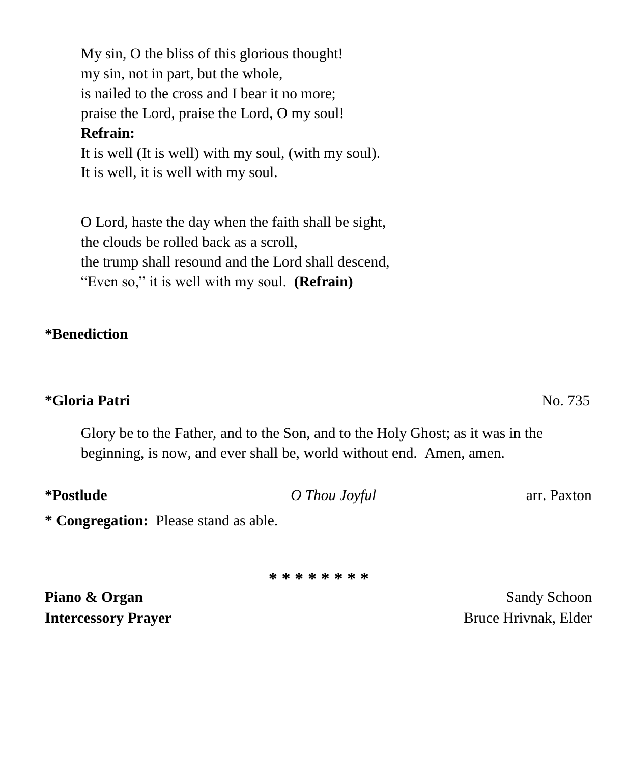My sin, O the bliss of this glorious thought!  
my sin, not in part, but the whole,  
is nailed to the cross and I bear it no more;  
praise the Lord, praise the Lord, O my soul!  
**Refrain:**  
It is well (It is well) with my soul, (with my soul).  
It is well, it is well with my soul.

O Lord, haste the day when the faith shall be sight,  
the clouds be rolled back as a scroll,  
the trump shall resound and the Lord shall descend,  
"Even so," it is well with my soul. **(Refrain)**

**\*Benediction**

**\*Gloria Patri** No. 735

Glory be to the Father, and to the Son, and to the Holy Ghost; as it was in the beginning, is now, and ever shall be, world without end. Amen, amen.

**\*Postlude** *O Thou Joyful* arr. Paxton

**\* Congregation:** Please stand as able.

\* \* \* \* \* \* \* \*

**Piano & Organ** Sandy Schoon  
**Intercessory Prayer** Bruce Hrivnak, Elder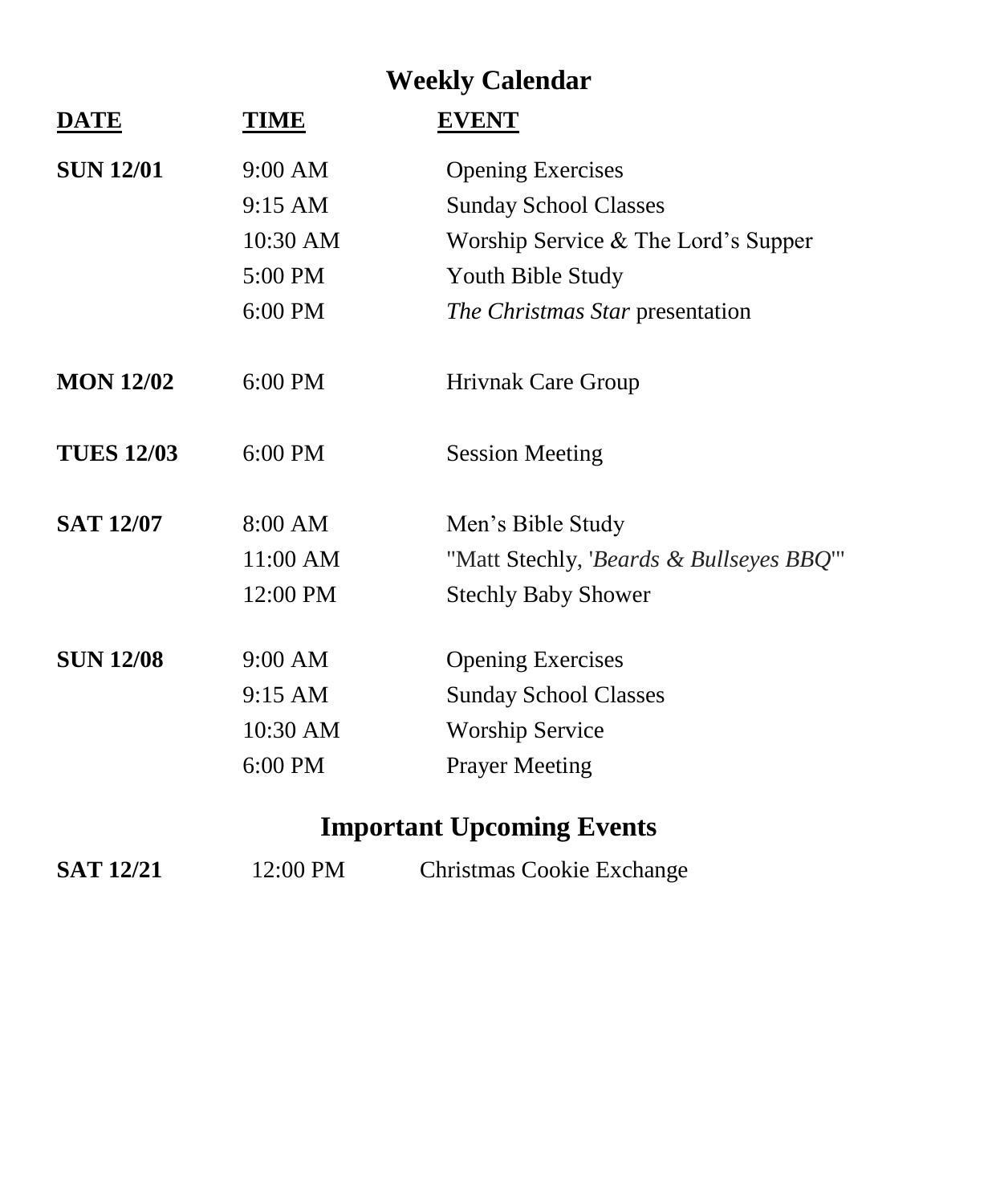# Weekly Calendar

| DATE | TIME | EVENT |
|---|---|---|
| **SUN 12/01** | 9:00 AM | Opening Exercises |
| | 9:15 AM | Sunday School Classes |
| | 10:30 AM | Worship Service & The Lord's Supper |
| | 5:00 PM | Youth Bible Study |
| | 6:00 PM | *The Christmas Star* presentation |
| **MON 12/02** | 6:00 PM | Hrivnak Care Group |
| **TUES 12/03** | 6:00 PM | Session Meeting |
| **SAT 12/07** | 8:00 AM | Men's Bible Study |
| | 11:00 AM | "Matt Stechly, '*Beards & Bullseyes BBQ*'" |
| | 12:00 PM | Stechly Baby Shower |
| **SUN 12/08** | 9:00 AM | Opening Exercises |
| | 9:15 AM | Sunday School Classes |
| | 10:30 AM | Worship Service |
| | 6:00 PM | Prayer Meeting |

## Important Upcoming Events

| | | |
|---|---|---|
| **SAT 12/21** | 12:00 PM | Christmas Cookie Exchange |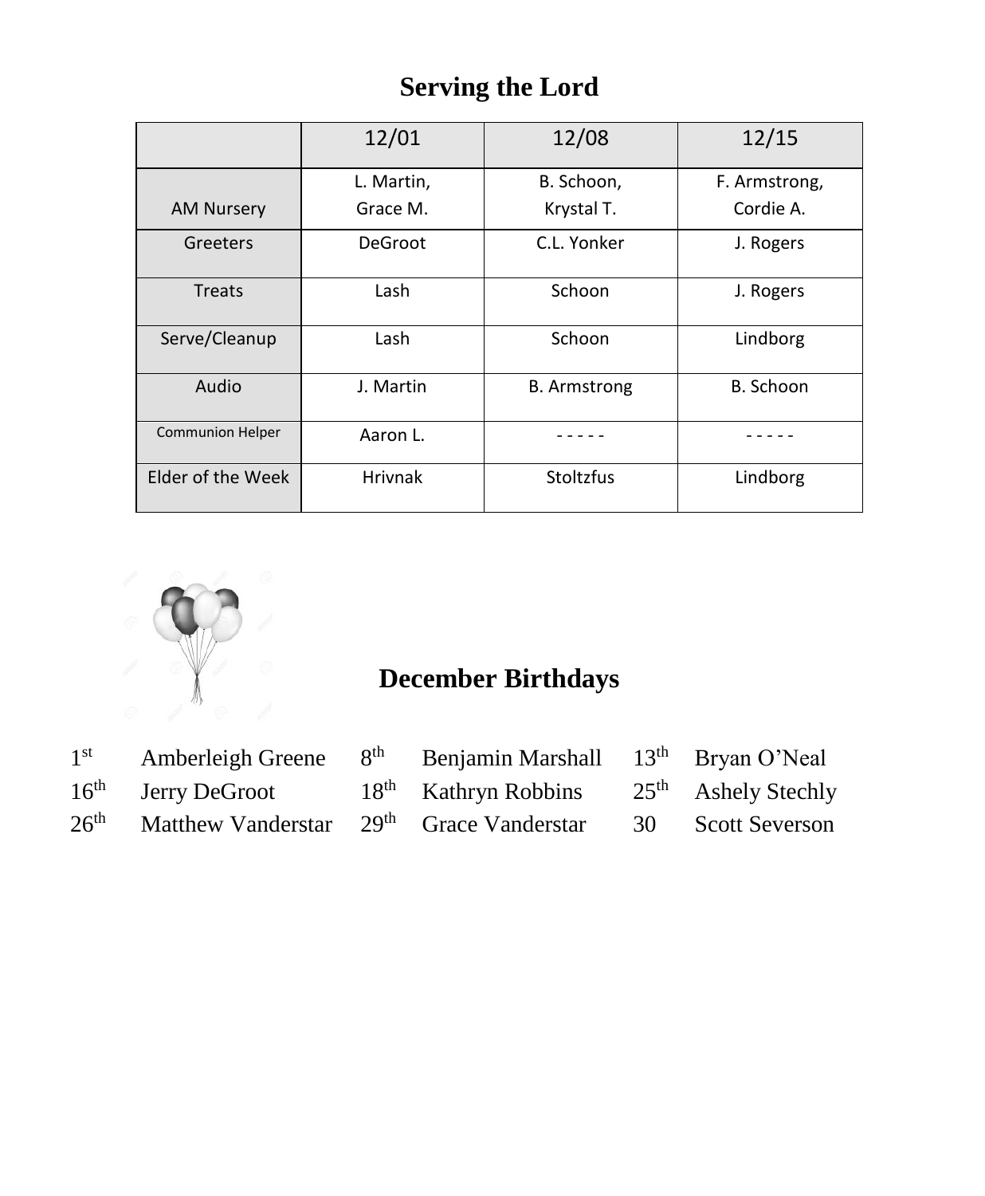# Serving the Lord

| | 12/01 | 12/08 | 12/15 |
|---|---|---|---|
| AM Nursery | L. Martin, Grace M. | B. Schoon, Krystal T. | F. Armstrong, Cordie A. |
| Greeters | DeGroot | C.L. Yonker | J. Rogers |
| Treats | Lash | Schoon | J. Rogers |
| Serve/Cleanup | Lash | Schoon | Lindborg |
| Audio | J. Martin | B. Armstrong | B. Schoon |
| Communion Helper | Aaron L. | - - - - - | - - - - - |
| Elder of the Week | Hrivnak | Stoltzfus | Lindborg |

# December Birthdays

| | | | | | |
|---|---|---|---|---|---|
| 1st | Amberleigh Greene | 8th | Benjamin Marshall | 13th | Bryan O'Neal |
| 16th | Jerry DeGroot | 18th | Kathryn Robbins | 25th | Ashely Stechly |
| 26th | Matthew Vanderstar | 29th | Grace Vanderstar | 30 | Scott Severson |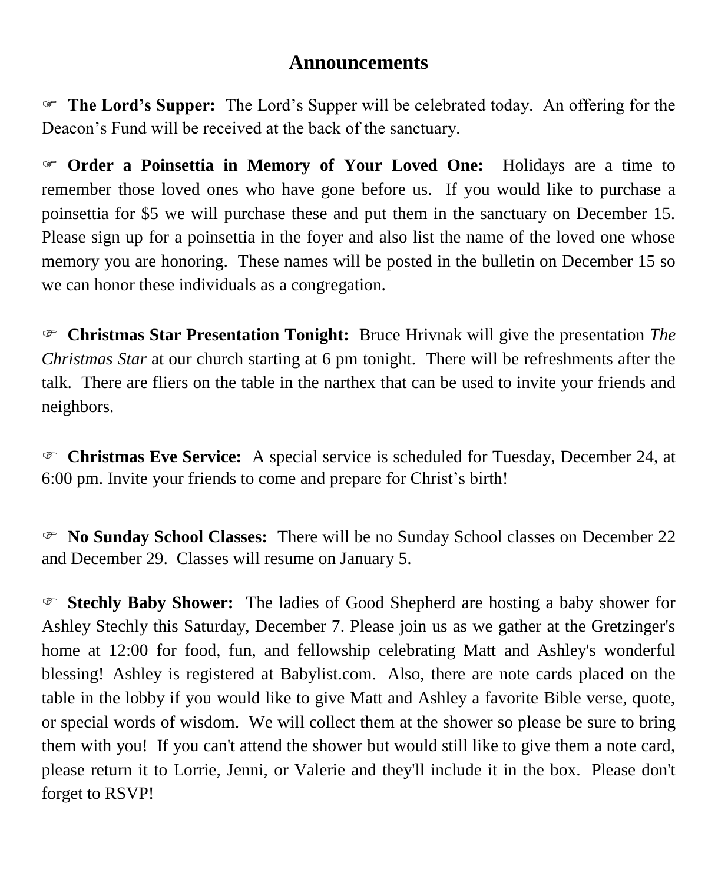# Announcements

☞ **The Lord's Supper:** The Lord's Supper will be celebrated today. An offering for the Deacon's Fund will be received at the back of the sanctuary.

☞ **Order a Poinsettia in Memory of Your Loved One:** Holidays are a time to remember those loved ones who have gone before us. If you would like to purchase a poinsettia for $5 we will purchase these and put them in the sanctuary on December 15. Please sign up for a poinsettia in the foyer and also list the name of the loved one whose memory you are honoring. These names will be posted in the bulletin on December 15 so we can honor these individuals as a congregation.

☞ **Christmas Star Presentation Tonight:** Bruce Hrivnak will give the presentation *The Christmas Star* at our church starting at 6 pm tonight. There will be refreshments after the talk. There are fliers on the table in the narthex that can be used to invite your friends and neighbors.

☞ **Christmas Eve Service:** A special service is scheduled for Tuesday, December 24, at 6:00 pm. Invite your friends to come and prepare for Christ's birth!

☞ **No Sunday School Classes:** There will be no Sunday School classes on December 22 and December 29. Classes will resume on January 5.

☞ **Stechly Baby Shower:** The ladies of Good Shepherd are hosting a baby shower for Ashley Stechly this Saturday, December 7. Please join us as we gather at the Gretzinger's home at 12:00 for food, fun, and fellowship celebrating Matt and Ashley's wonderful blessing! Ashley is registered at Babylist.com. Also, there are note cards placed on the table in the lobby if you would like to give Matt and Ashley a favorite Bible verse, quote, or special words of wisdom. We will collect them at the shower so please be sure to bring them with you! If you can't attend the shower but would still like to give them a note card, please return it to Lorrie, Jenni, or Valerie and they'll include it in the box. Please don't forget to RSVP!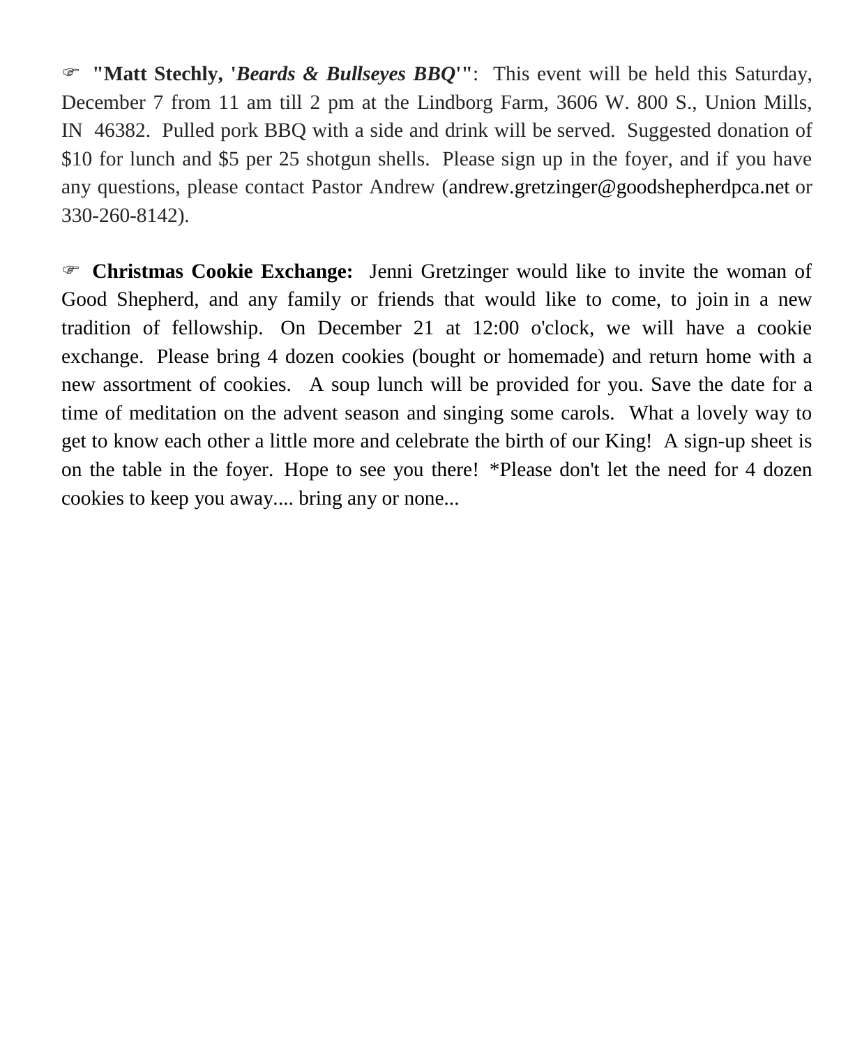☞ **"Matt Stechly, '*Beards & Bullseyes BBQ*'"**: This event will be held this Saturday, December 7 from 11 am till 2 pm at the Lindborg Farm, 3606 W. 800 S., Union Mills, IN 46382. Pulled pork BBQ with a side and drink will be served. Suggested donation of $10 for lunch and $5 per 25 shotgun shells. Please sign up in the foyer, and if you have any questions, please contact Pastor Andrew (andrew.gretzinger@goodshepherdpca.net or 330-260-8142).

☞ **Christmas Cookie Exchange:** Jenni Gretzinger would like to invite the woman of Good Shepherd, and any family or friends that would like to come, to join in a new tradition of fellowship. On December 21 at 12:00 o'clock, we will have a cookie exchange. Please bring 4 dozen cookies (bought or homemade) and return home with a new assortment of cookies. A soup lunch will be provided for you. Save the date for a time of meditation on the advent season and singing some carols. What a lovely way to get to know each other a little more and celebrate the birth of our King! A sign-up sheet is on the table in the foyer. Hope to see you there! *Please don't let the need for 4 dozen cookies to keep you away.... bring any or none...